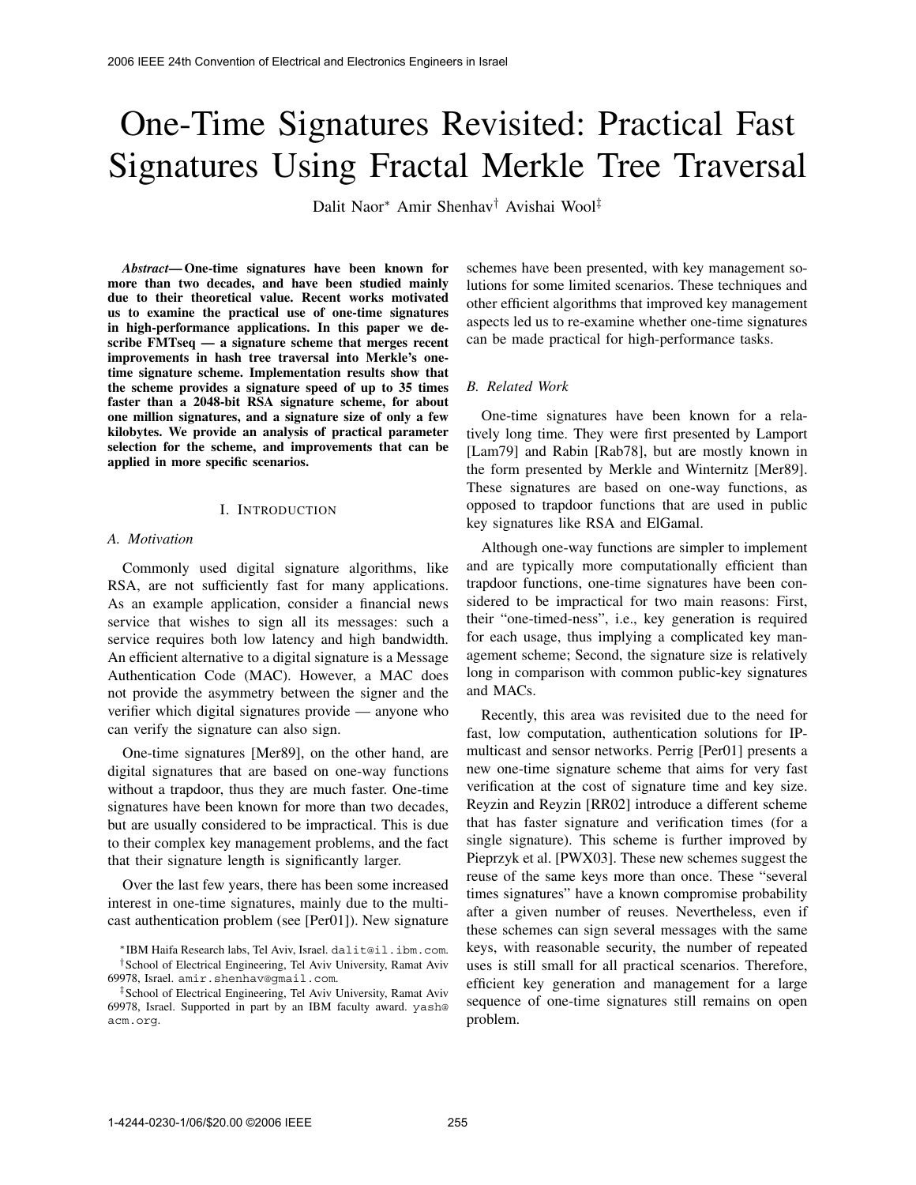# One-Time Signatures Revisited: Practical Fast Signatures Using Fractal Merkle Tree Traversal

Dalit Naor* Amir Shenhav† Avishai Wool‡

***Abstract*— One-time signatures have been known for more than two decades, and have been studied mainly due to their theoretical value. Recent works motivated us to examine the practical use of one-time signatures in high-performance applications. In this paper we describe FMTseq — a signature scheme that merges recent improvements in hash tree traversal into Merkle's one-time signature scheme. Implementation results show that the scheme provides a signature speed of up to 35 times faster than a 2048-bit RSA signature scheme, for about one million signatures, and a signature size of only a few kilobytes. We provide an analysis of practical parameter selection for the scheme, and improvements that can be applied in more specific scenarios.**

## I. Introduction

### A. Motivation

Commonly used digital signature algorithms, like RSA, are not sufficiently fast for many applications. As an example application, consider a financial news service that wishes to sign all its messages: such a service requires both low latency and high bandwidth. An efficient alternative to a digital signature is a Message Authentication Code (MAC). However, a MAC does not provide the asymmetry between the signer and the verifier which digital signatures provide — anyone who can verify the signature can also sign.

One-time signatures [Mer89], on the other hand, are digital signatures that are based on one-way functions without a trapdoor, thus they are much faster. One-time signatures have been known for more than two decades, but are usually considered to be impractical. This is due to their complex key management problems, and the fact that their signature length is significantly larger.

Over the last few years, there has been some increased interest in one-time signatures, mainly due to the multicast authentication problem (see [Per01]). New signature schemes have been presented, with key management solutions for some limited scenarios. These techniques and other efficient algorithms that improved key management aspects led us to re-examine whether one-time signatures can be made practical for high-performance tasks.

### B. Related Work

One-time signatures have been known for a relatively long time. They were first presented by Lamport [Lam79] and Rabin [Rab78], but are mostly known in the form presented by Merkle and Winternitz [Mer89]. These signatures are based on one-way functions, as opposed to trapdoor functions that are used in public key signatures like RSA and ElGamal.

Although one-way functions are simpler to implement and are typically more computationally efficient than trapdoor functions, one-time signatures have been considered to be impractical for two main reasons: First, their "one-timed-ness", i.e., key generation is required for each usage, thus implying a complicated key management scheme; Second, the signature size is relatively long in comparison with common public-key signatures and MACs.

Recently, this area was revisited due to the need for fast, low computation, authentication solutions for IP-multicast and sensor networks. Perrig [Per01] presents a new one-time signature scheme that aims for very fast verification at the cost of signature time and key size. Reyzin and Reyzin [RR02] introduce a different scheme that has faster signature and verification times (for a single signature). This scheme is further improved by Pieprzyk et al. [PWX03]. These new schemes suggest the reuse of the same keys more than once. These "several times signatures" have a known compromise probability after a given number of reuses. Nevertheless, even if these schemes can sign several messages with the same keys, with reasonable security, the number of repeated uses is still small for all practical scenarios. Therefore, efficient key generation and management for a large sequence of one-time signatures still remains on open problem.

*IBM Haifa Research labs, Tel Aviv, Israel. dalit@il.ibm.com.

†School of Electrical Engineering, Tel Aviv University, Ramat Aviv 69978, Israel. amir.shenhav@gmail.com.

‡School of Electrical Engineering, Tel Aviv University, Ramat Aviv 69978, Israel. Supported in part by an IBM faculty award. yash@acm.org.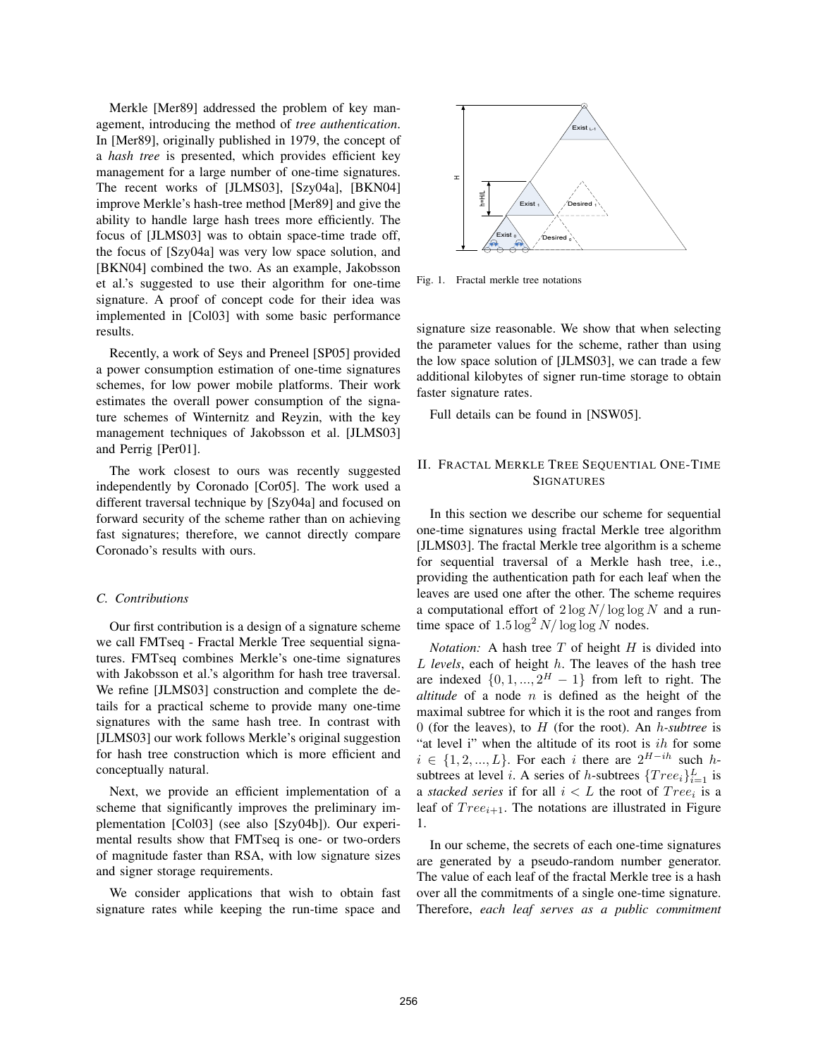Merkle [Mer89] addressed the problem of key management, introducing the method of *tree authentication*. In [Mer89], originally published in 1979, the concept of a *hash tree* is presented, which provides efficient key management for a large number of one-time signatures. The recent works of [JLMS03], [Szy04a], [BKN04] improve Merkle's hash-tree method [Mer89] and give the ability to handle large hash trees more efficiently. The focus of [JLMS03] was to obtain space-time trade off, the focus of [Szy04a] was very low space solution, and [BKN04] combined the two. As an example, Jakobsson et al.'s suggested to use their algorithm for one-time signature. A proof of concept code for their idea was implemented in [Col03] with some basic performance results.

Recently, a work of Seys and Preneel [SP05] provided a power consumption estimation of one-time signatures schemes, for low power mobile platforms. Their work estimates the overall power consumption of the signature schemes of Winternitz and Reyzin, with the key management techniques of Jakobsson et al. [JLMS03] and Perrig [Per01].

The work closest to ours was recently suggested independently by Coronado [Cor05]. The work used a different traversal technique by [Szy04a] and focused on forward security of the scheme rather than on achieving fast signatures; therefore, we cannot directly compare Coronado's results with ours.

### C. Contributions

Our first contribution is a design of a signature scheme we call FMTseq - Fractal Merkle Tree sequential signatures. FMTseq combines Merkle's one-time signatures with Jakobsson et al.'s algorithm for hash tree traversal. We refine [JLMS03] construction and complete the details for a practical scheme to provide many one-time signatures with the same hash tree. In contrast with [JLMS03] our work follows Merkle's original suggestion for hash tree construction which is more efficient and conceptually natural.

Next, we provide an efficient implementation of a scheme that significantly improves the preliminary implementation [Col03] (see also [Szy04b]). Our experimental results show that FMTseq is one- or two-orders of magnitude faster than RSA, with low signature sizes and signer storage requirements.

We consider applications that wish to obtain fast signature rates while keeping the run-time space and signature size reasonable. We show that when selecting the parameter values for the scheme, rather than using the low space solution of [JLMS03], we can trade a few additional kilobytes of signer run-time storage to obtain faster signature rates.

Full details can be found in [NSW05].

Fig. 1. Fractal merkle tree notations

## II. Fractal Merkle Tree Sequential One-Time Signatures

In this section we describe our scheme for sequential one-time signatures using fractal Merkle tree algorithm [JLMS03]. The fractal Merkle tree algorithm is a scheme for sequential traversal of a Merkle hash tree, i.e., providing the authentication path for each leaf when the leaves are used one after the other. The scheme requires a computational effort of $2\log N/\log\log N$ and a run-time space of $1.5\log^2 N/\log\log N$ nodes.

*Notation:* A hash tree $T$ of height $H$ is divided into $L$ *levels*, each of height $h$. The leaves of the hash tree are indexed $\{0, 1, ..., 2^H - 1\}$ from left to right. The *altitude* of a node $n$ is defined as the height of the maximal subtree for which it is the root and ranges from 0 (for the leaves), to $H$ (for the root). An $h$*-subtree* is "at level i" when the altitude of its root is $ih$ for some $i \in \{1, 2, ..., L\}$. For each $i$ there are $2^{H-ih}$ such $h$-subtrees at level $i$. A series of $h$-subtrees $\{Tree_i\}_{i=1}^{L}$ is a *stacked series* if for all $i < L$ the root of $Tree_i$ is a leaf of $Tree_{i+1}$. The notations are illustrated in Figure 1.

In our scheme, the secrets of each one-time signatures are generated by a pseudo-random number generator. The value of each leaf of the fractal Merkle tree is a hash over all the commitments of a single one-time signature. Therefore, *each leaf serves as a public commitment*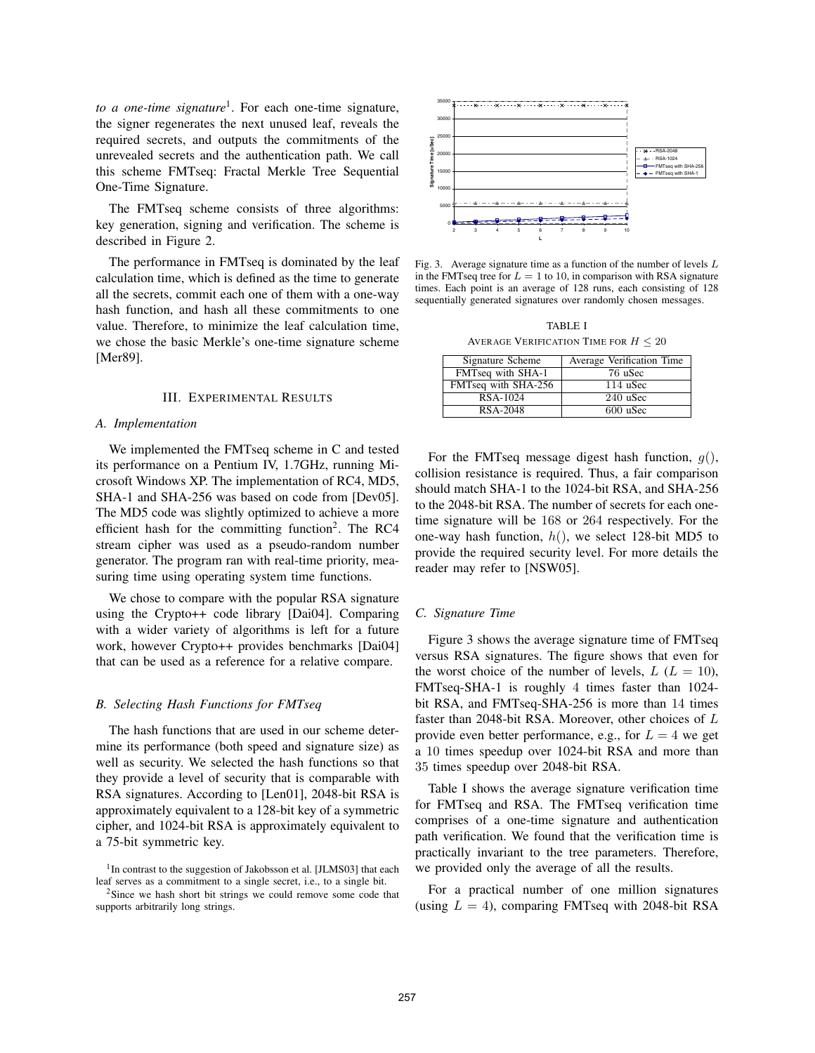*to a one-time signature*[1]. For each one-time signature, the signer regenerates the next unused leaf, reveals the required secrets, and outputs the commitments of the unrevealed secrets and the authentication path. We call this scheme FMTseq: Fractal Merkle Tree Sequential One-Time Signature.

The FMTseq scheme consists of three algorithms: key generation, signing and verification. The scheme is described in Figure 2.

The performance in FMTseq is dominated by the leaf calculation time, which is defined as the time to generate all the secrets, commit each one of them with a one-way hash function, and hash all these commitments to one value. Therefore, to minimize the leaf calculation time, we chose the basic Merkle's one-time signature scheme [Mer89].

## III. Experimental Results

### A. Implementation

We implemented the FMTseq scheme in C and tested its performance on a Pentium IV, 1.7GHz, running Microsoft Windows XP. The implementation of RC4, MD5, SHA-1 and SHA-256 was based on code from [Dev05]. The MD5 code was slightly optimized to achieve a more efficient hash for the committing function[2]. The RC4 stream cipher was used as a pseudo-random number generator. The program ran with real-time priority, measuring time using operating system time functions.

We chose to compare with the popular RSA signature using the Crypto++ code library [Dai04]. Comparing with a wider variety of algorithms is left for a future work, however Crypto++ provides benchmarks [Dai04] that can be used as a reference for a relative compare.

### B. Selecting Hash Functions for FMTseq

The hash functions that are used in our scheme determine its performance (both speed and signature size) as well as security. We selected the hash functions so that they provide a level of security that is comparable with RSA signatures. According to [Len01], 2048-bit RSA is approximately equivalent to a 128-bit key of a symmetric cipher, and 1024-bit RSA is approximately equivalent to a 75-bit symmetric key.

[1] In contrast to the suggestion of Jakobsson et al. [JLMS03] that each leaf serves as a commitment to a single secret, i.e., to a single bit.

[2] Since we hash short bit strings we could remove some code that supports arbitrarily long strings.

Fig. 3. Average signature time as a function of the number of levels $L$ in the FMTseq tree for $L = 1$ to 10, in comparison with RSA signature times. Each point is an average of 128 runs, each consisting of 128 sequentially generated signatures over randomly chosen messages.

TABLE I
AVERAGE VERIFICATION TIME FOR $H \leq 20$

| Signature Scheme | Average Verification Time |
|---|---|
| FMTseq with SHA-1 | 76 uSec |
| FMTseq with SHA-256 | 114 uSec |
| RSA-1024 | 240 uSec |
| RSA-2048 | 600 uSec |

For the FMTseq message digest hash function, $g()$, collision resistance is required. Thus, a fair comparison should match SHA-1 to the 1024-bit RSA, and SHA-256 to the 2048-bit RSA. The number of secrets for each one-time signature will be 168 or 264 respectively. For the one-way hash function, $h()$, we select 128-bit MD5 to provide the required security level. For more details the reader may refer to [NSW05].

### C. Signature Time

Figure 3 shows the average signature time of FMTseq versus RSA signatures. The figure shows that even for the worst choice of the number of levels, $L$ ($L = 10$), FMTseq-SHA-1 is roughly 4 times faster than 1024-bit RSA, and FMTseq-SHA-256 is more than 14 times faster than 2048-bit RSA. Moreover, other choices of $L$ provide even better performance, e.g., for $L = 4$ we get a 10 times speedup over 1024-bit RSA and more than 35 times speedup over 2048-bit RSA.

Table I shows the average signature verification time for FMTseq and RSA. The FMTseq verification time comprises of a one-time signature and authentication path verification. We found that the verification time is practically invariant to the tree parameters. Therefore, we provided only the average of all the results.

For a practical number of one million signatures (using $L = 4$), comparing FMTseq with 2048-bit RSA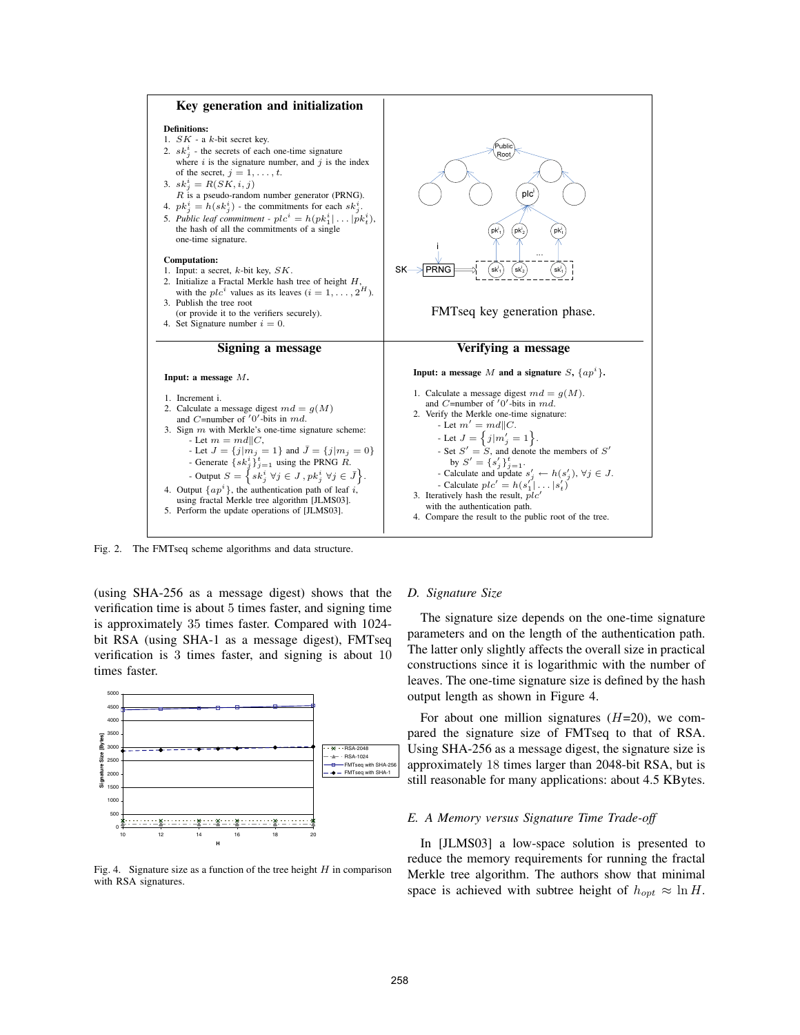## Key generation and initialization

**Definitions:**

1. $SK$ - a $k$-bit secret key.
2. $sk^i_j$ - the secrets of each one-time signature where $i$ is the signature number, and $j$ is the index of the secret, $j = 1, \ldots, t$.
3. $sk^i_j = R(SK, i, j)$
   $R$ is a pseudo-random number generator (PRNG).
4. $pk^i_j = h(sk^i_j)$ - the commitments for each $sk^i_j$.
5. *Public leaf commitment* - $plc^i = h(pk^i_1 | \ldots | pk^i_t)$, the hash of all the commitments of a single one-time signature.

**Computation:**

1. Input: a secret, $k$-bit key, $SK$.
2. Initialize a Fractal Merkle hash tree of height $H$, with the $plc^i$ values as its leaves ($i = 1, \ldots, 2^H$).
3. Publish the tree root (or provide it to the verifiers securely).
4. Set Signature number $i = 0$.

FMTseq key generation phase.

## Signing a message

**Input: a message $M$.**

1. Increment i.
2. Calculate a message digest $md = g(M)$ and $C$=number of $'0'$-bits in $md$.
3. Sign $m$ with Merkle's one-time signature scheme:
   - Let $m = md \| C$,
   - Let $J = \{j | m_j = 1\}$ and $\bar{J} = \{j | m_j = 0\}$
   - Generate $\{sk^i_j\}^t_{j=1}$ using the PRNG $R$.
   - Output $S = \left\{ sk^i_j \ \forall j \in J \, , pk^i_j \ \forall j \in \bar{J} \right\}$.
4. Output $\{ap^i\}$, the authentication path of leaf $i$, using fractal Merkle tree algorithm [JLMS03].
5. Perform the update operations of [JLMS03].

## Verifying a message

**Input: a message $M$ and a signature $S$, $\{ap^i\}$.**

1. Calculate a message digest $md = g(M)$. and $C$=number of $'0'$-bits in $md$.
2. Verify the Merkle one-time signature:
   - Let $m' = md \| C$.
   - Let $J = \left\{ j | m'_j = 1 \right\}$.
   - Set $S' = S$, and denote the members of $S'$ by $S' = \{s'_j\}^t_{j=1}$.
   - Calculate and update $s'_j \leftarrow h(s'_j), \ \forall j \in J$.
   - Calculate $plc' = h(s'_1 | \ldots | s'_t)$
3. Iteratively hash the result, $plc'$ with the authentication path.
4. Compare the result to the public root of the tree.

Fig. 2. The FMTseq scheme algorithms and data structure.

(using SHA-256 as a message digest) shows that the verification time is about 5 times faster, and signing time is approximately 35 times faster. Compared with 1024-bit RSA (using SHA-1 as a message digest), FMTseq verification is 3 times faster, and signing is about 10 times faster.

Fig. 4. Signature size as a function of the tree height $H$ in comparison with RSA signatures.

### D. Signature Size

The signature size depends on the one-time signature parameters and on the length of the authentication path. The latter only slightly affects the overall size in practical constructions since it is logarithmic with the number of leaves. The one-time signature size is defined by the hash output length as shown in Figure 4.

For about one million signatures ($H$=20), we compared the signature size of FMTseq to that of RSA. Using SHA-256 as a message digest, the signature size is approximately 18 times larger than 2048-bit RSA, but is still reasonable for many applications: about 4.5 KBytes.

### E. A Memory versus Signature Time Trade-off

In [JLMS03] a low-space solution is presented to reduce the memory requirements for running the fractal Merkle tree algorithm. The authors show that minimal space is achieved with subtree height of $h_{opt} \approx \ln H$.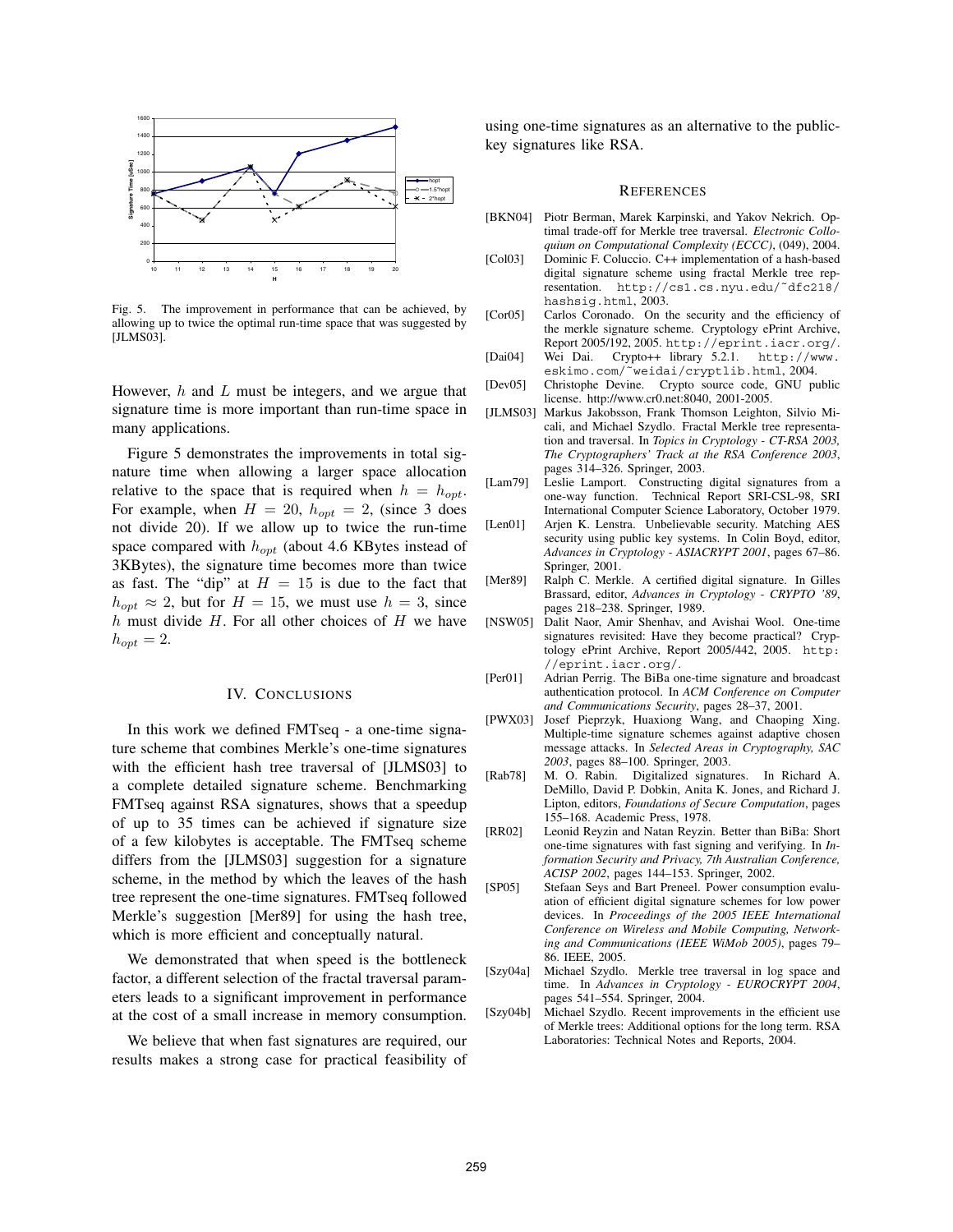1600
1400
1200
1000
800
600
400
200
0

Signature Time [uSec]

10 11 12 13 14 15 16 17 18 19 20

H

hopt
1.5*hopt
2*hopt

Fig. 5. The improvement in performance that can be achieved, by allowing up to twice the optimal run-time space that was suggested by [JLMS03].

However, $h$ and $L$ must be integers, and we argue that signature time is more important than run-time space in many applications.

Figure 5 demonstrates the improvements in total signature time when allowing a larger space allocation relative to the space that is required when $h = h_{opt}$. For example, when $H = 20$, $h_{opt} = 2$, (since 3 does not divide 20). If we allow up to twice the run-time space compared with $h_{opt}$ (about 4.6 KBytes instead of 3KBytes), the signature time becomes more than twice as fast. The "dip" at $H = 15$ is due to the fact that $h_{opt} \approx 2$, but for $H = 15$, we must use $h = 3$, since $h$ must divide $H$. For all other choices of $H$ we have $h_{opt} = 2$.

## IV. Conclusions

In this work we defined FMTseq - a one-time signature scheme that combines Merkle's one-time signatures with the efficient hash tree traversal of [JLMS03] to a complete detailed signature scheme. Benchmarking FMTseq against RSA signatures, shows that a speedup of up to 35 times can be achieved if signature size of a few kilobytes is acceptable. The FMTseq scheme differs from the [JLMS03] suggestion for a signature scheme, in the method by which the leaves of the hash tree represent the one-time signatures. FMTseq followed Merkle's suggestion [Mer89] for using the hash tree, which is more efficient and conceptually natural.

We demonstrated that when speed is the bottleneck factor, a different selection of the fractal traversal parameters leads to a significant improvement in performance at the cost of a small increase in memory consumption.

We believe that when fast signatures are required, our results makes a strong case for practical feasibility of using one-time signatures as an alternative to the public-key signatures like RSA.

## References

[BKN04] Piotr Berman, Marek Karpinski, and Yakov Nekrich. Optimal trade-off for Merkle tree traversal. *Electronic Colloquium on Computational Complexity (ECCC)*, (049), 2004.

[Col03] Dominic F. Coluccio. C++ implementation of a hash-based digital signature scheme using fractal Merkle tree representation. `http://cs1.cs.nyu.edu/~dfc218/hashsig.html`, 2003.

[Cor05] Carlos Coronado. On the security and the efficiency of the merkle signature scheme. Cryptology ePrint Archive, Report 2005/192, 2005. `http://eprint.iacr.org/`.

[Dai04] Wei Dai. Crypto++ library 5.2.1. `http://www.eskimo.com/~weidai/cryptlib.html`, 2004.

[Dev05] Christophe Devine. Crypto source code, GNU public license. http://www.cr0.net:8040, 2001-2005.

[JLMS03] Markus Jakobsson, Frank Thomson Leighton, Silvio Micali, and Michael Szydlo. Fractal Merkle tree representation and traversal. In *Topics in Cryptology - CT-RSA 2003, The Cryptographers' Track at the RSA Conference 2003*, pages 314–326. Springer, 2003.

[Lam79] Leslie Lamport. Constructing digital signatures from a one-way function. Technical Report SRI-CSL-98, SRI International Computer Science Laboratory, October 1979.

[Len01] Arjen K. Lenstra. Unbelievable security. Matching AES security using public key systems. In Colin Boyd, editor, *Advances in Cryptology - ASIACRYPT 2001*, pages 67–86. Springer, 2001.

[Mer89] Ralph C. Merkle. A certified digital signature. In Gilles Brassard, editor, *Advances in Cryptology - CRYPTO '89*, pages 218–238. Springer, 1989.

[NSW05] Dalit Naor, Amir Shenhav, and Avishai Wool. One-time signatures revisited: Have they become practical? Cryptology ePrint Archive, Report 2005/442, 2005. `http://eprint.iacr.org/`.

[Per01] Adrian Perrig. The BiBa one-time signature and broadcast authentication protocol. In *ACM Conference on Computer and Communications Security*, pages 28–37, 2001.

[PWX03] Josef Pieprzyk, Huaxiong Wang, and Chaoping Xing. Multiple-time signature schemes against adaptive chosen message attacks. In *Selected Areas in Cryptography, SAC 2003*, pages 88–100. Springer, 2003.

[Rab78] M. O. Rabin. Digitalized signatures. In Richard A. DeMillo, David P. Dobkin, Anita K. Jones, and Richard J. Lipton, editors, *Foundations of Secure Computation*, pages 155–168. Academic Press, 1978.

[RR02] Leonid Reyzin and Natan Reyzin. Better than BiBa: Short one-time signatures with fast signing and verifying. In *Information Security and Privacy, 7th Australian Conference, ACISP 2002*, pages 144–153. Springer, 2002.

[SP05] Stefaan Seys and Bart Preneel. Power consumption evaluation of efficient digital signature schemes for low power devices. In *Proceedings of the 2005 IEEE International Conference on Wireless and Mobile Computing, Networking and Communications (IEEE WiMob 2005)*, pages 79–86. IEEE, 2005.

[Szy04a] Michael Szydlo. Merkle tree traversal in log space and time. In *Advances in Cryptology - EUROCRYPT 2004*, pages 541–554. Springer, 2004.

[Szy04b] Michael Szydlo. Recent improvements in the efficient use of Merkle trees: Additional options for the long term. RSA Laboratories: Technical Notes and Reports, 2004.